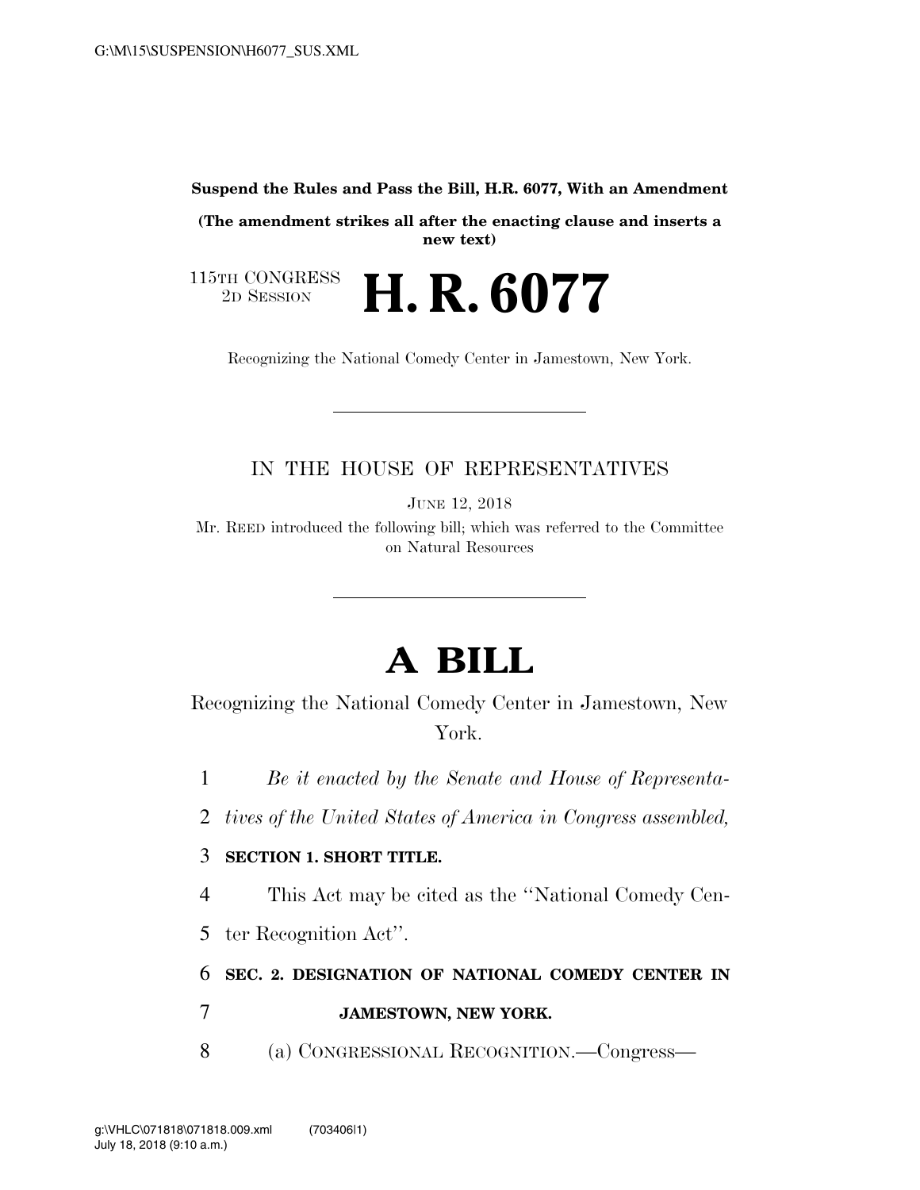**Suspend the Rules and Pass the Bill, H.R. 6077, With an Amendment**

**(The amendment strikes all after the enacting clause and inserts a new text)**

115TH CONGRESS
2D SESSION

# H. R. 6077

Recognizing the National Comedy Center in Jamestown, New York.

---

IN THE HOUSE OF REPRESENTATIVES

JUNE 12, 2018

Mr. REED introduced the following bill; which was referred to the Committee on Natural Resources

---

# A BILL

Recognizing the National Comedy Center in Jamestown, New York.

*Be it enacted by the Senate and House of Representatives of the United States of America in Congress assembled,*

**SECTION 1. SHORT TITLE.**

This Act may be cited as the "National Comedy Center Recognition Act".

**SEC. 2. DESIGNATION OF NATIONAL COMEDY CENTER IN JAMESTOWN, NEW YORK.**

(a) CONGRESSIONAL RECOGNITION.—Congress—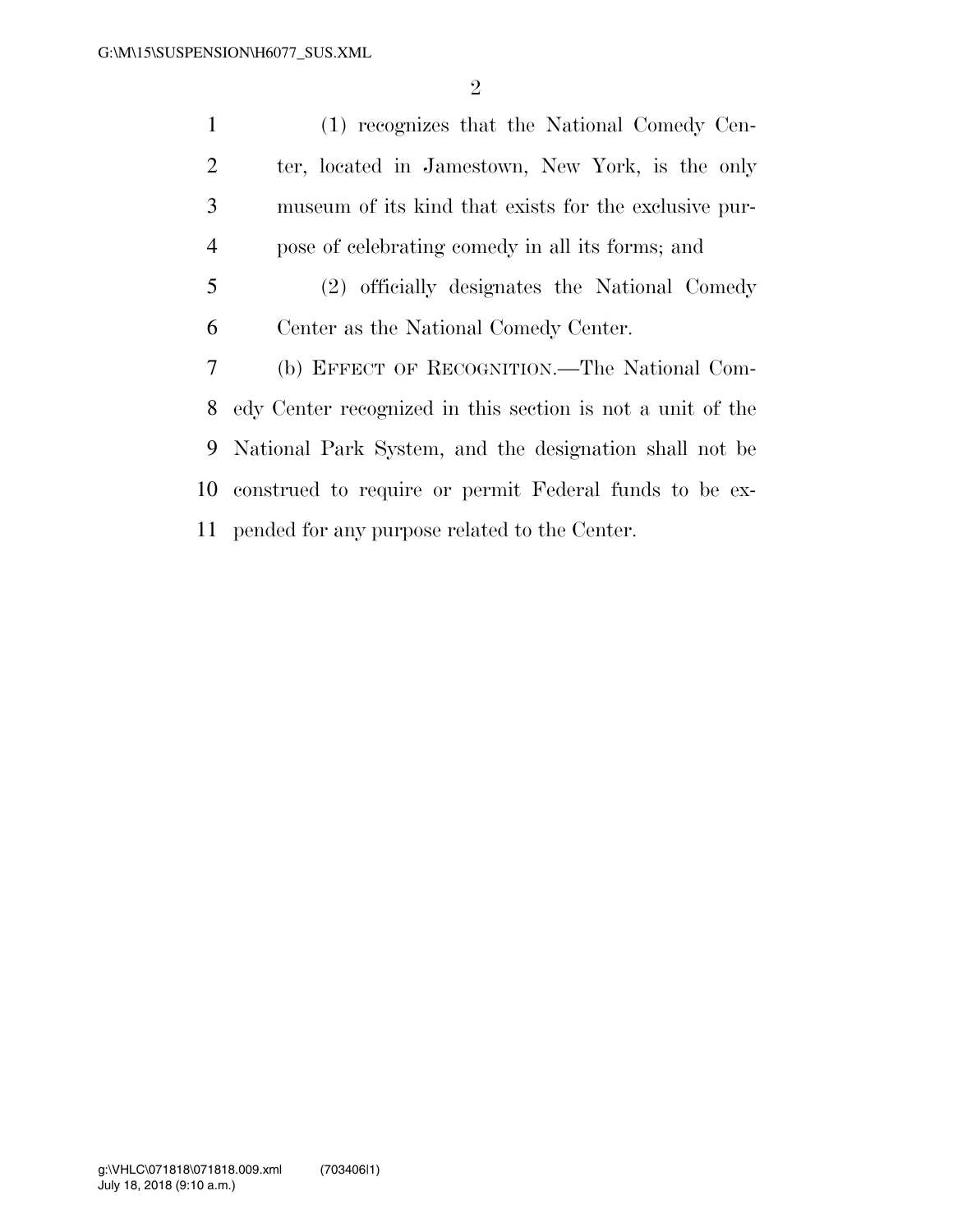(1) recognizes that the National Comedy Center, located in Jamestown, New York, is the only museum of its kind that exists for the exclusive purpose of celebrating comedy in all its forms; and

(2) officially designates the National Comedy Center as the National Comedy Center.

(b) Effect of Recognition.—The National Comedy Center recognized in this section is not a unit of the National Park System, and the designation shall not be construed to require or permit Federal funds to be expended for any purpose related to the Center.